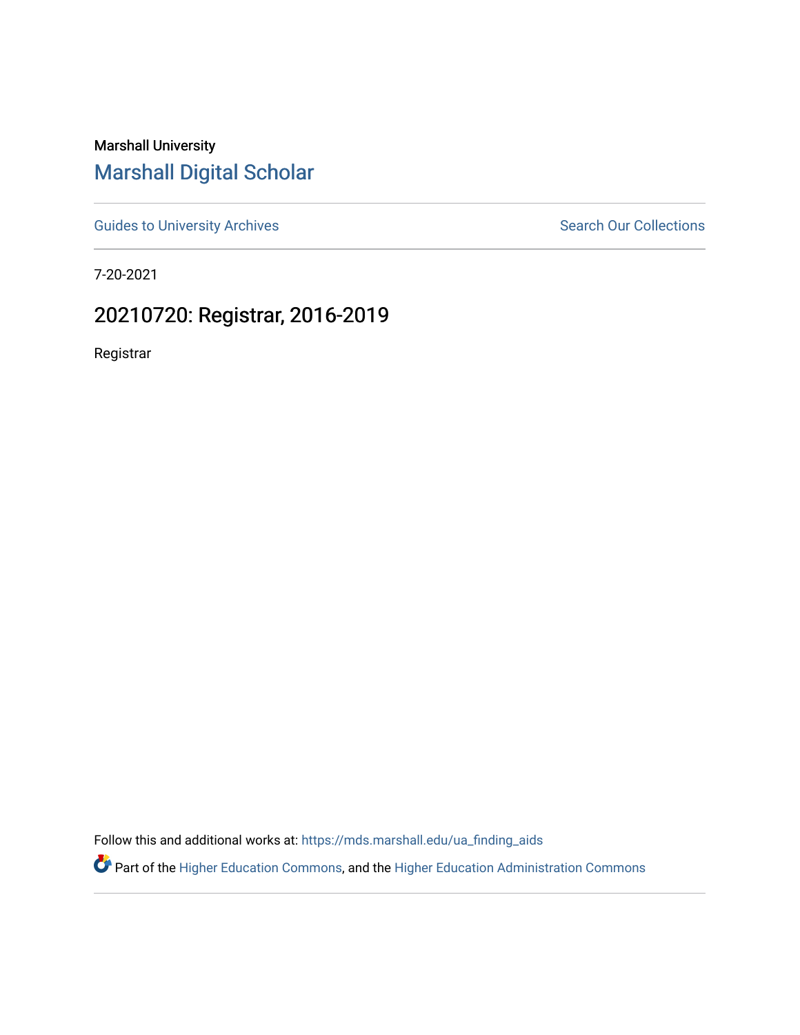Marshall University

# Marshall Digital Scholar

Guides to University Archives | Search Our Collections

7-20-2021

## 20210720: Registrar, 2016-2019

Registrar

Follow this and additional works at: https://mds.marshall.edu/ua_finding_aids

Part of the Higher Education Commons, and the Higher Education Administration Commons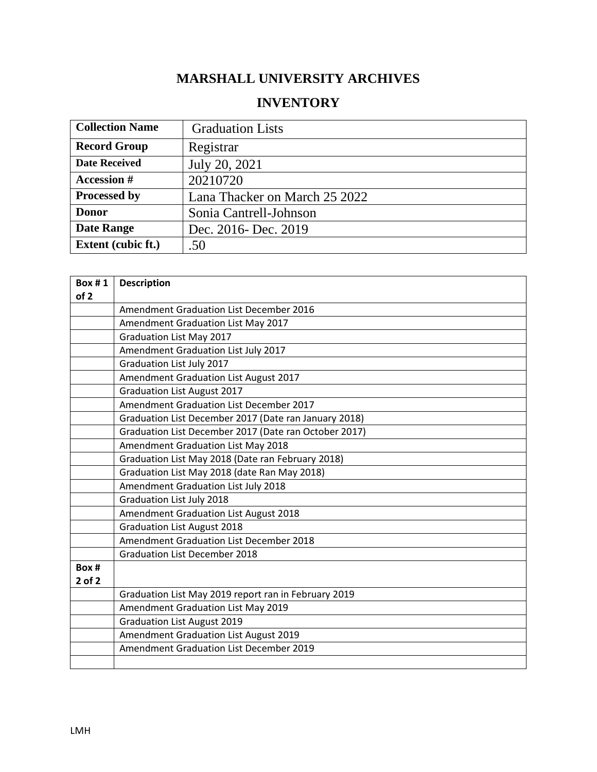# MARSHALL UNIVERSITY ARCHIVES

## INVENTORY

| | |
|---|---|
| **Collection Name** | Graduation Lists |
| **Record Group** | Registrar |
| **Date Received** | July 20, 2021 |
| **Accession #** | 20210720 |
| **Processed by** | Lana Thacker on March 25 2022 |
| **Donor** | Sonia Cantrell-Johnson |
| **Date Range** | Dec. 2016- Dec. 2019 |
| **Extent (cubic ft.)** | .50 |

| **Box # 1 of 2** | **Description** |
|---|---|
| | Amendment Graduation List December 2016 |
| | Amendment Graduation List May 2017 |
| | Graduation List May 2017 |
| | Amendment Graduation List July 2017 |
| | Graduation List July 2017 |
| | Amendment Graduation List August 2017 |
| | Graduation List August 2017 |
| | Amendment Graduation List December 2017 |
| | Graduation List December 2017 (Date ran January 2018) |
| | Graduation List December 2017 (Date ran October 2017) |
| | Amendment Graduation List May 2018 |
| | Graduation List May 2018 (Date ran February 2018) |
| | Graduation List May 2018 (date Ran May 2018) |
| | Amendment Graduation List July 2018 |
| | Graduation List July 2018 |
| | Amendment Graduation List August 2018 |
| | Graduation List August 2018 |
| | Amendment Graduation List December 2018 |
| | Graduation List December 2018 |
| **Box # 2 of 2** | |
| | Graduation List May 2019 report ran in February 2019 |
| | Amendment Graduation List May 2019 |
| | Graduation List August 2019 |
| | Amendment Graduation List August 2019 |
| | Amendment Graduation List December 2019 |
| | |

LMH